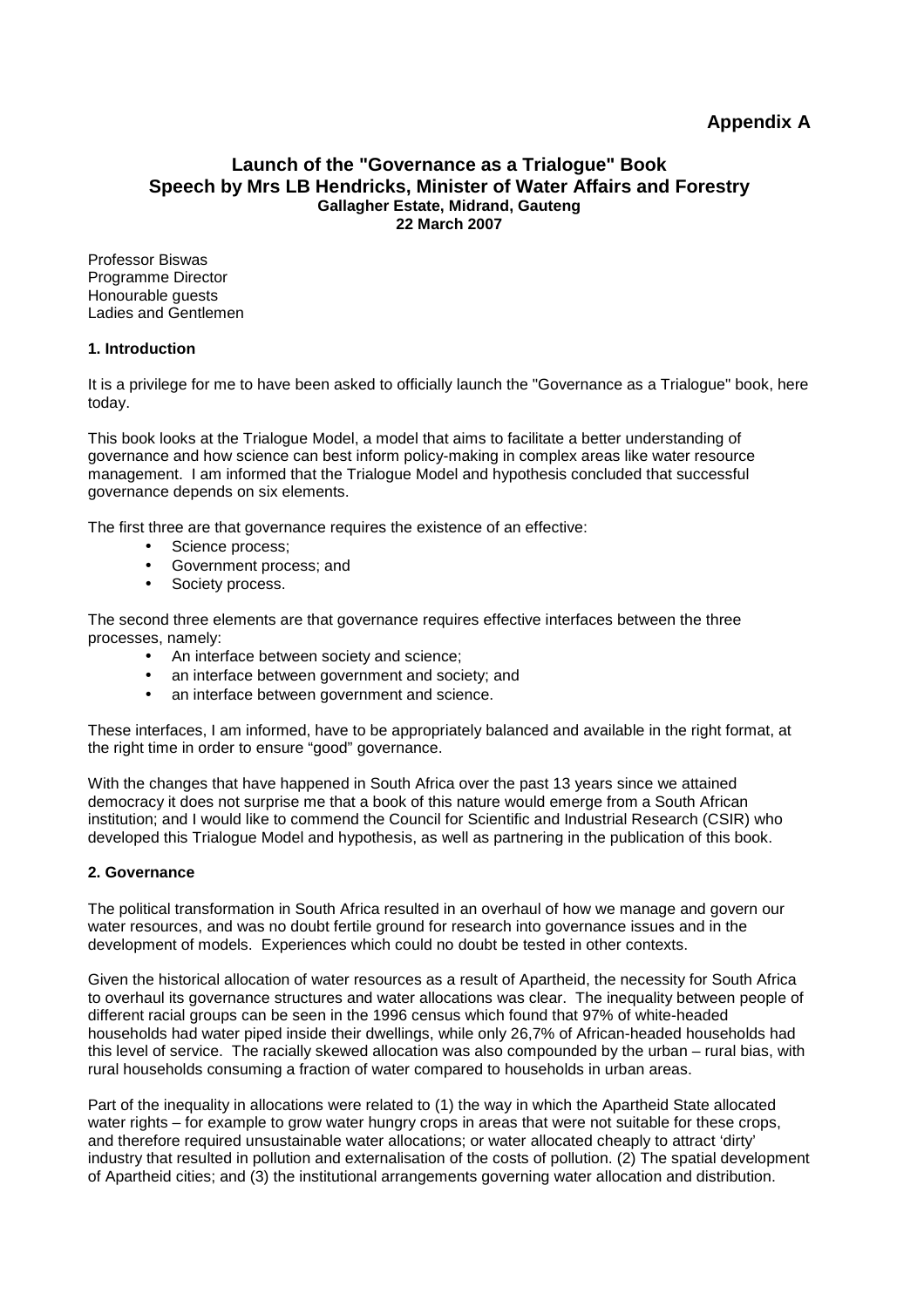**Appendix A**

# Launch of the "Governance as a Trialogue" Book
## Speech by Mrs LB Hendricks, Minister of Water Affairs and Forestry
**Gallagher Estate, Midrand, Gauteng**
**22 March 2007**

Professor Biswas
Programme Director
Honourable guests
Ladies and Gentlemen

### 1. Introduction

It is a privilege for me to have been asked to officially launch the "Governance as a Trialogue" book, here today.

This book looks at the Trialogue Model, a model that aims to facilitate a better understanding of governance and how science can best inform policy-making in complex areas like water resource management. I am informed that the Trialogue Model and hypothesis concluded that successful governance depends on six elements.

The first three are that governance requires the existence of an effective:

- Science process;
- Government process; and
- Society process.

The second three elements are that governance requires effective interfaces between the three processes, namely:

- An interface between society and science;
- an interface between government and society; and
- an interface between government and science.

These interfaces, I am informed, have to be appropriately balanced and available in the right format, at the right time in order to ensure "good" governance.

With the changes that have happened in South Africa over the past 13 years since we attained democracy it does not surprise me that a book of this nature would emerge from a South African institution; and I would like to commend the Council for Scientific and Industrial Research (CSIR) who developed this Trialogue Model and hypothesis, as well as partnering in the publication of this book.

### 2. Governance

The political transformation in South Africa resulted in an overhaul of how we manage and govern our water resources, and was no doubt fertile ground for research into governance issues and in the development of models. Experiences which could no doubt be tested in other contexts.

Given the historical allocation of water resources as a result of Apartheid, the necessity for South Africa to overhaul its governance structures and water allocations was clear. The inequality between people of different racial groups can be seen in the 1996 census which found that 97% of white-headed households had water piped inside their dwellings, while only 26,7% of African-headed households had this level of service. The racially skewed allocation was also compounded by the urban – rural bias, with rural households consuming a fraction of water compared to households in urban areas.

Part of the inequality in allocations were related to (1) the way in which the Apartheid State allocated water rights – for example to grow water hungry crops in areas that were not suitable for these crops, and therefore required unsustainable water allocations; or water allocated cheaply to attract 'dirty' industry that resulted in pollution and externalisation of the costs of pollution. (2) The spatial development of Apartheid cities; and (3) the institutional arrangements governing water allocation and distribution.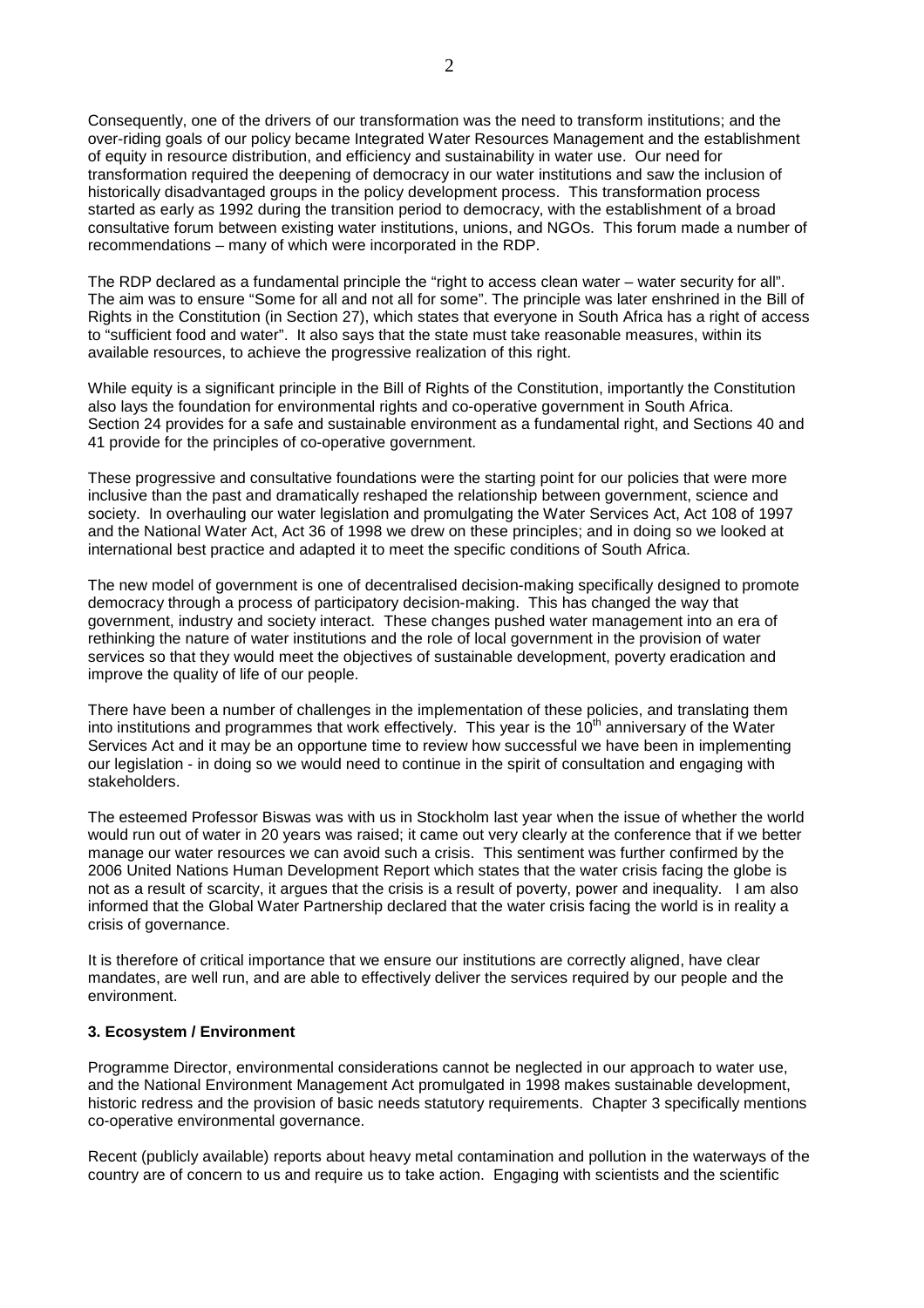Consequently, one of the drivers of our transformation was the need to transform institutions; and the over-riding goals of our policy became Integrated Water Resources Management and the establishment of equity in resource distribution, and efficiency and sustainability in water use. Our need for transformation required the deepening of democracy in our water institutions and saw the inclusion of historically disadvantaged groups in the policy development process. This transformation process started as early as 1992 during the transition period to democracy, with the establishment of a broad consultative forum between existing water institutions, unions, and NGOs. This forum made a number of recommendations – many of which were incorporated in the RDP.

The RDP declared as a fundamental principle the "right to access clean water – water security for all". The aim was to ensure "Some for all and not all for some". The principle was later enshrined in the Bill of Rights in the Constitution (in Section 27), which states that everyone in South Africa has a right of access to "sufficient food and water". It also says that the state must take reasonable measures, within its available resources, to achieve the progressive realization of this right.

While equity is a significant principle in the Bill of Rights of the Constitution, importantly the Constitution also lays the foundation for environmental rights and co-operative government in South Africa. Section 24 provides for a safe and sustainable environment as a fundamental right, and Sections 40 and 41 provide for the principles of co-operative government.

These progressive and consultative foundations were the starting point for our policies that were more inclusive than the past and dramatically reshaped the relationship between government, science and society. In overhauling our water legislation and promulgating the Water Services Act, Act 108 of 1997 and the National Water Act, Act 36 of 1998 we drew on these principles; and in doing so we looked at international best practice and adapted it to meet the specific conditions of South Africa.

The new model of government is one of decentralised decision-making specifically designed to promote democracy through a process of participatory decision-making. This has changed the way that government, industry and society interact. These changes pushed water management into an era of rethinking the nature of water institutions and the role of local government in the provision of water services so that they would meet the objectives of sustainable development, poverty eradication and improve the quality of life of our people.

There have been a number of challenges in the implementation of these policies, and translating them into institutions and programmes that work effectively. This year is the 10th anniversary of the Water Services Act and it may be an opportune time to review how successful we have been in implementing our legislation - in doing so we would need to continue in the spirit of consultation and engaging with stakeholders.

The esteemed Professor Biswas was with us in Stockholm last year when the issue of whether the world would run out of water in 20 years was raised; it came out very clearly at the conference that if we better manage our water resources we can avoid such a crisis. This sentiment was further confirmed by the 2006 United Nations Human Development Report which states that the water crisis facing the globe is not as a result of scarcity, it argues that the crisis is a result of poverty, power and inequality. I am also informed that the Global Water Partnership declared that the water crisis facing the world is in reality a crisis of governance.

It is therefore of critical importance that we ensure our institutions are correctly aligned, have clear mandates, are well run, and are able to effectively deliver the services required by our people and the environment.

### 3. Ecosystem / Environment

Programme Director, environmental considerations cannot be neglected in our approach to water use, and the National Environment Management Act promulgated in 1998 makes sustainable development, historic redress and the provision of basic needs statutory requirements. Chapter 3 specifically mentions co-operative environmental governance.

Recent (publicly available) reports about heavy metal contamination and pollution in the waterways of the country are of concern to us and require us to take action. Engaging with scientists and the scientific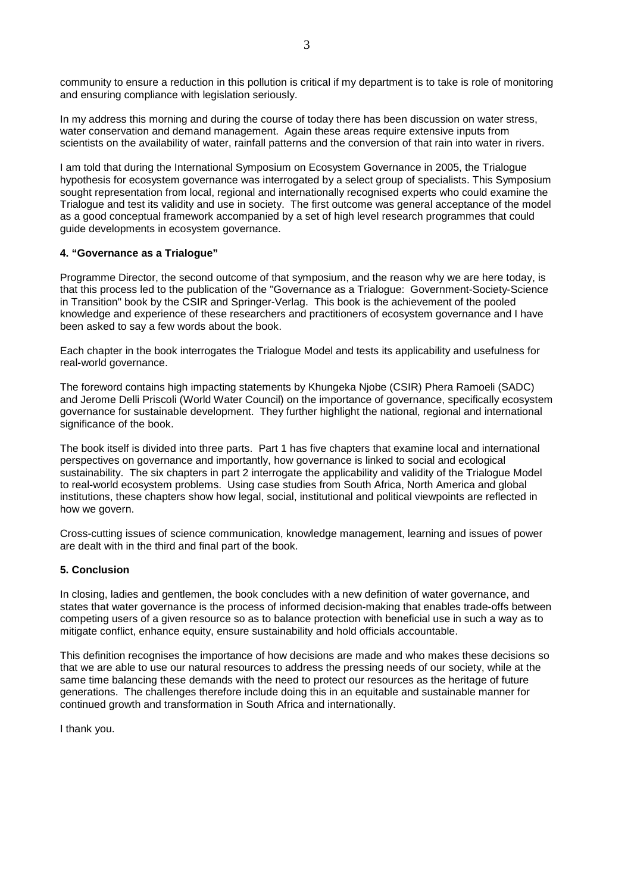community to ensure a reduction in this pollution is critical if my department is to take is role of monitoring and ensuring compliance with legislation seriously.

In my address this morning and during the course of today there has been discussion on water stress, water conservation and demand management. Again these areas require extensive inputs from scientists on the availability of water, rainfall patterns and the conversion of that rain into water in rivers.

I am told that during the International Symposium on Ecosystem Governance in 2005, the Trialogue hypothesis for ecosystem governance was interrogated by a select group of specialists. This Symposium sought representation from local, regional and internationally recognised experts who could examine the Trialogue and test its validity and use in society. The first outcome was general acceptance of the model as a good conceptual framework accompanied by a set of high level research programmes that could guide developments in ecosystem governance.

## 4. "Governance as a Trialogue"

Programme Director, the second outcome of that symposium, and the reason why we are here today, is that this process led to the publication of the "Governance as a Trialogue: Government-Society-Science in Transition" book by the CSIR and Springer-Verlag. This book is the achievement of the pooled knowledge and experience of these researchers and practitioners of ecosystem governance and I have been asked to say a few words about the book.

Each chapter in the book interrogates the Trialogue Model and tests its applicability and usefulness for real-world governance.

The foreword contains high impacting statements by Khungeka Njobe (CSIR) Phera Ramoeli (SADC) and Jerome Delli Priscoli (World Water Council) on the importance of governance, specifically ecosystem governance for sustainable development. They further highlight the national, regional and international significance of the book.

The book itself is divided into three parts. Part 1 has five chapters that examine local and international perspectives on governance and importantly, how governance is linked to social and ecological sustainability. The six chapters in part 2 interrogate the applicability and validity of the Trialogue Model to real-world ecosystem problems. Using case studies from South Africa, North America and global institutions, these chapters show how legal, social, institutional and political viewpoints are reflected in how we govern.

Cross-cutting issues of science communication, knowledge management, learning and issues of power are dealt with in the third and final part of the book.

## 5. Conclusion

In closing, ladies and gentlemen, the book concludes with a new definition of water governance, and states that water governance is the process of informed decision-making that enables trade-offs between competing users of a given resource so as to balance protection with beneficial use in such a way as to mitigate conflict, enhance equity, ensure sustainability and hold officials accountable.

This definition recognises the importance of how decisions are made and who makes these decisions so that we are able to use our natural resources to address the pressing needs of our society, while at the same time balancing these demands with the need to protect our resources as the heritage of future generations. The challenges therefore include doing this in an equitable and sustainable manner for continued growth and transformation in South Africa and internationally.

I thank you.